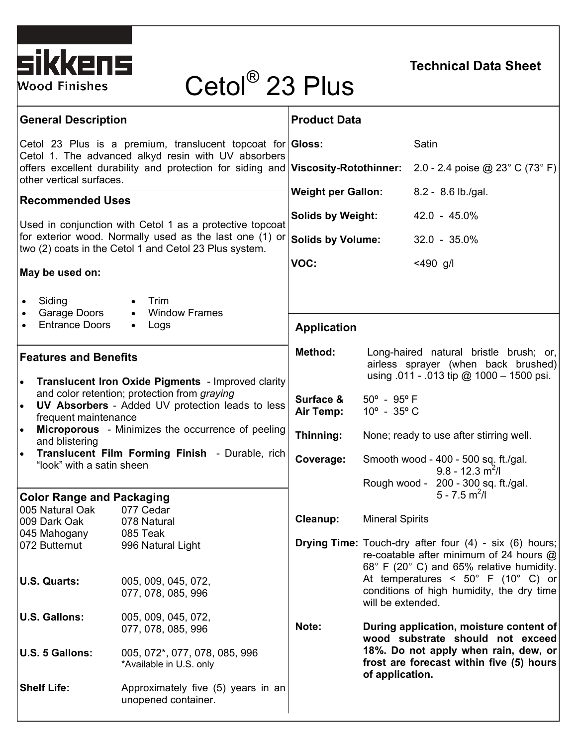**sikkens**
Wood Finishes

# Cetol® 23 Plus

**Technical Data Sheet**

## General Description

Cetol 23 Plus is a premium, translucent topcoat for Cetol 1. The advanced alkyd resin with UV absorbers offers excellent durability and protection for siding and other vertical surfaces.

## Recommended Uses

Used in conjunction with Cetol 1 as a protective topcoat for exterior wood. Normally used as the last one (1) or two (2) coats in the Cetol 1 and Cetol 23 Plus system.

**May be used on:**

- Siding
- Garage Doors
- Entrance Doors
- Trim
- Window Frames
- Logs

## Features and Benefits

- **Translucent Iron Oxide Pigments** - Improved clarity and color retention; protection from *graying*
- **UV Absorbers** - Added UV protection leads to less frequent maintenance
- **Microporous** - Minimizes the occurrence of peeling and blistering
- **Translucent Film Forming Finish** - Durable, rich "look" with a satin sheen

## Color Range and Packaging

| | |
|---|---|
| 005 Natural Oak | 077 Cedar |
| 009 Dark Oak | 078 Natural |
| 045 Mahogany | 085 Teak |
| 072 Butternut | 996 Natural Light |

| | |
|---|---|
| **U.S. Quarts:** | 005, 009, 045, 072, 077, 078, 085, 996 |
| **U.S. Gallons:** | 005, 009, 045, 072, 077, 078, 085, 996 |
| **U.S. 5 Gallons:** | 005, 072*, 077, 078, 085, 996<br>*Available in U.S. only |
| **Shelf Life:** | Approximately five (5) years in an unopened container. |

## Product Data

| | |
|---|---|
| **Gloss:** | Satin |
| **Viscosity-Rotothinner:** | 2.0 - 2.4 poise @ 23° C (73° F) |
| **Weight per Gallon:** | 8.2 - 8.6 lb./gal. |
| **Solids by Weight:** | 42.0 - 45.0% |
| **Solids by Volume:** | 32.0 - 35.0% |
| **VOC:** | <490 g/l |

## Application

| | |
|---|---|
| **Method:** | Long-haired natural bristle brush; or, airless sprayer (when back brushed) using .011 - .013 tip @ 1000 – 1500 psi. |
| **Surface & Air Temp:** | 50º - 95º F<br>10º - 35º C |
| **Thinning:** | None; ready to use after stirring well. |
| **Coverage:** | Smooth wood - 400 - 500 sq. ft./gal.<br>9.8 - 12.3 $m^2$/l<br>Rough wood - 200 - 300 sq. ft./gal.<br>5 - 7.5 $m^2$/l |
| **Cleanup:** | Mineral Spirits |
| **Drying Time:** | Touch-dry after four (4) - six (6) hours; re-coatable after minimum of 24 hours @ 68° F (20° C) and 65% relative humidity. At temperatures < 50° F (10° C) or conditions of high humidity, the dry time will be extended. |
| **Note:** | **During application, moisture content of wood substrate should not exceed 18%. Do not apply when rain, dew, or frost are forecast within five (5) hours of application.** |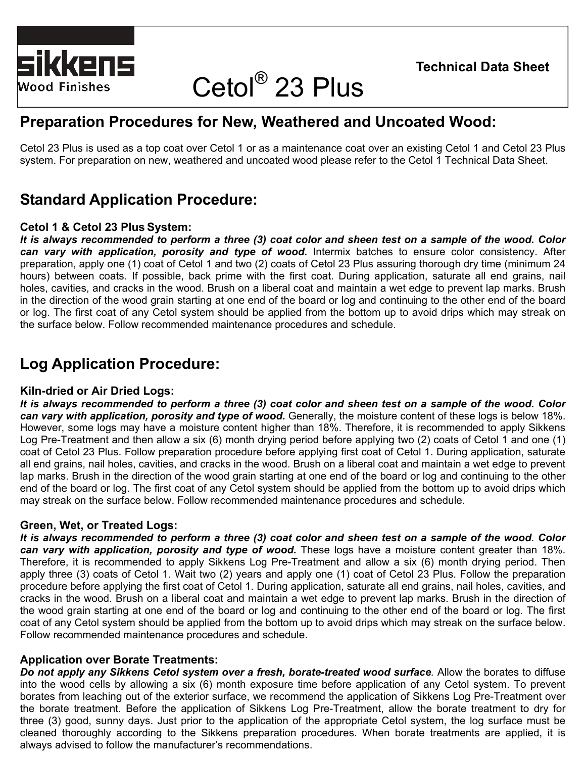Technical Data Sheet

# Cetol® 23 Plus

## Preparation Procedures for New, Weathered and Uncoated Wood:

Cetol 23 Plus is used as a top coat over Cetol 1 or as a maintenance coat over an existing Cetol 1 and Cetol 23 Plus system. For preparation on new, weathered and uncoated wood please refer to the Cetol 1 Technical Data Sheet.

## Standard Application Procedure:

### Cetol 1 & Cetol 23 Plus System:

***It is always recommended to perform a three (3) coat color and sheen test on a sample of the wood. Color can vary with application, porosity and type of wood.*** Intermix batches to ensure color consistency. After preparation, apply one (1) coat of Cetol 1 and two (2) coats of Cetol 23 Plus assuring thorough dry time (minimum 24 hours) between coats. If possible, back prime with the first coat. During application, saturate all end grains, nail holes, cavities, and cracks in the wood. Brush on a liberal coat and maintain a wet edge to prevent lap marks. Brush in the direction of the wood grain starting at one end of the board or log and continuing to the other end of the board or log. The first coat of any Cetol system should be applied from the bottom up to avoid drips which may streak on the surface below. Follow recommended maintenance procedures and schedule.

## Log Application Procedure:

### Kiln-dried or Air Dried Logs:

***It is always recommended to perform a three (3) coat color and sheen test on a sample of the wood. Color can vary with application, porosity and type of wood.*** Generally, the moisture content of these logs is below 18%. However, some logs may have a moisture content higher than 18%. Therefore, it is recommended to apply Sikkens Log Pre-Treatment and then allow a six (6) month drying period before applying two (2) coats of Cetol 1 and one (1) coat of Cetol 23 Plus. Follow preparation procedure before applying first coat of Cetol 1. During application, saturate all end grains, nail holes, cavities, and cracks in the wood. Brush on a liberal coat and maintain a wet edge to prevent lap marks. Brush in the direction of the wood grain starting at one end of the board or log and continuing to the other end of the board or log. The first coat of any Cetol system should be applied from the bottom up to avoid drips which may streak on the surface below. Follow recommended maintenance procedures and schedule.

### Green, Wet, or Treated Logs:

***It is always recommended to perform a three (3) coat color and sheen test on a sample of the wood. Color can vary with application, porosity and type of wood.*** These logs have a moisture content greater than 18%. Therefore, it is recommended to apply Sikkens Log Pre-Treatment and allow a six (6) month drying period. Then apply three (3) coats of Cetol 1. Wait two (2) years and apply one (1) coat of Cetol 23 Plus. Follow the preparation procedure before applying the first coat of Cetol 1. During application, saturate all end grains, nail holes, cavities, and cracks in the wood. Brush on a liberal coat and maintain a wet edge to prevent lap marks. Brush in the direction of the wood grain starting at one end of the board or log and continuing to the other end of the board or log. The first coat of any Cetol system should be applied from the bottom up to avoid drips which may streak on the surface below. Follow recommended maintenance procedures and schedule.

### Application over Borate Treatments:

***Do not apply any Sikkens Cetol system over a fresh, borate-treated wood surface.*** Allow the borates to diffuse into the wood cells by allowing a six (6) month exposure time before application of any Cetol system. To prevent borates from leaching out of the exterior surface, we recommend the application of Sikkens Log Pre-Treatment over the borate treatment. Before the application of Sikkens Log Pre-Treatment, allow the borate treatment to dry for three (3) good, sunny days. Just prior to the application of the appropriate Cetol system, the log surface must be cleaned thoroughly according to the Sikkens preparation procedures. When borate treatments are applied, it is always advised to follow the manufacturer's recommendations.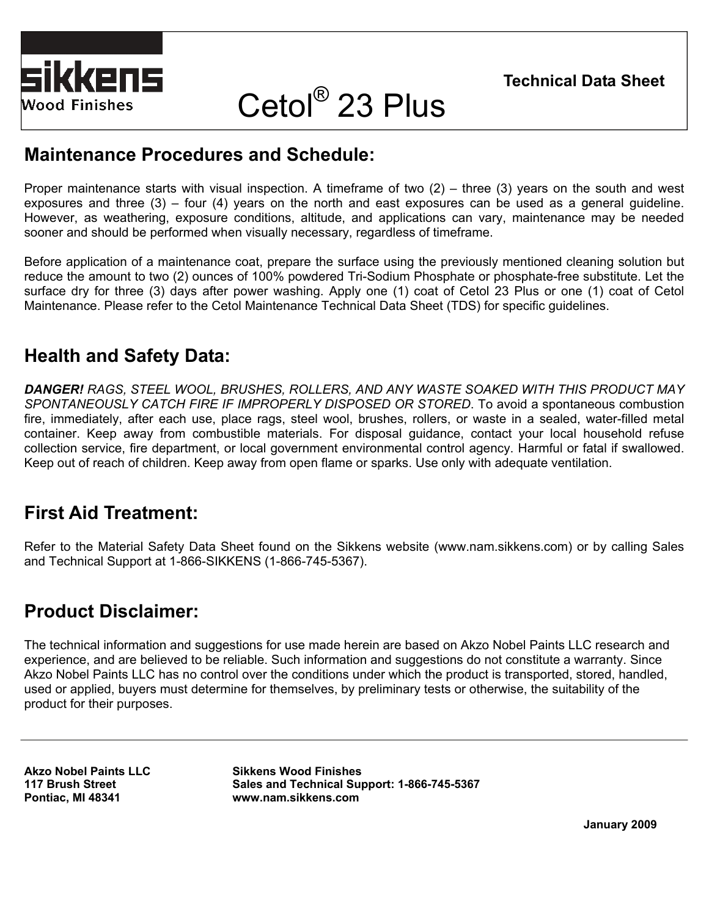## Maintenance Procedures and Schedule:

Proper maintenance starts with visual inspection. A timeframe of two (2) – three (3) years on the south and west exposures and three (3) – four (4) years on the north and east exposures can be used as a general guideline. However, as weathering, exposure conditions, altitude, and applications can vary, maintenance may be needed sooner and should be performed when visually necessary, regardless of timeframe.

Before application of a maintenance coat, prepare the surface using the previously mentioned cleaning solution but reduce the amount to two (2) ounces of 100% powdered Tri-Sodium Phosphate or phosphate-free substitute. Let the surface dry for three (3) days after power washing. Apply one (1) coat of Cetol 23 Plus or one (1) coat of Cetol Maintenance. Please refer to the Cetol Maintenance Technical Data Sheet (TDS) for specific guidelines.

## Health and Safety Data:

***DANGER!*** *RAGS, STEEL WOOL, BRUSHES, ROLLERS, AND ANY WASTE SOAKED WITH THIS PRODUCT MAY SPONTANEOUSLY CATCH FIRE IF IMPROPERLY DISPOSED OR STORED*. To avoid a spontaneous combustion fire, immediately, after each use, place rags, steel wool, brushes, rollers, or waste in a sealed, water-filled metal container. Keep away from combustible materials. For disposal guidance, contact your local household refuse collection service, fire department, or local government environmental control agency. Harmful or fatal if swallowed. Keep out of reach of children. Keep away from open flame or sparks. Use only with adequate ventilation.

## First Aid Treatment:

Refer to the Material Safety Data Sheet found on the Sikkens website (www.nam.sikkens.com) or by calling Sales and Technical Support at 1-866-SIKKENS (1-866-745-5367).

## Product Disclaimer:

The technical information and suggestions for use made herein are based on Akzo Nobel Paints LLC research and experience, and are believed to be reliable. Such information and suggestions do not constitute a warranty. Since Akzo Nobel Paints LLC has no control over the conditions under which the product is transported, stored, handled, used or applied, buyers must determine for themselves, by preliminary tests or otherwise, the suitability of the product for their purposes.

---

**Akzo Nobel Paints LLC**
**117 Brush Street**
**Pontiac, MI 48341**

**Sikkens Wood Finishes**
**Sales and Technical Support: 1-866-745-5367**
**www.nam.sikkens.com**

**January 2009**